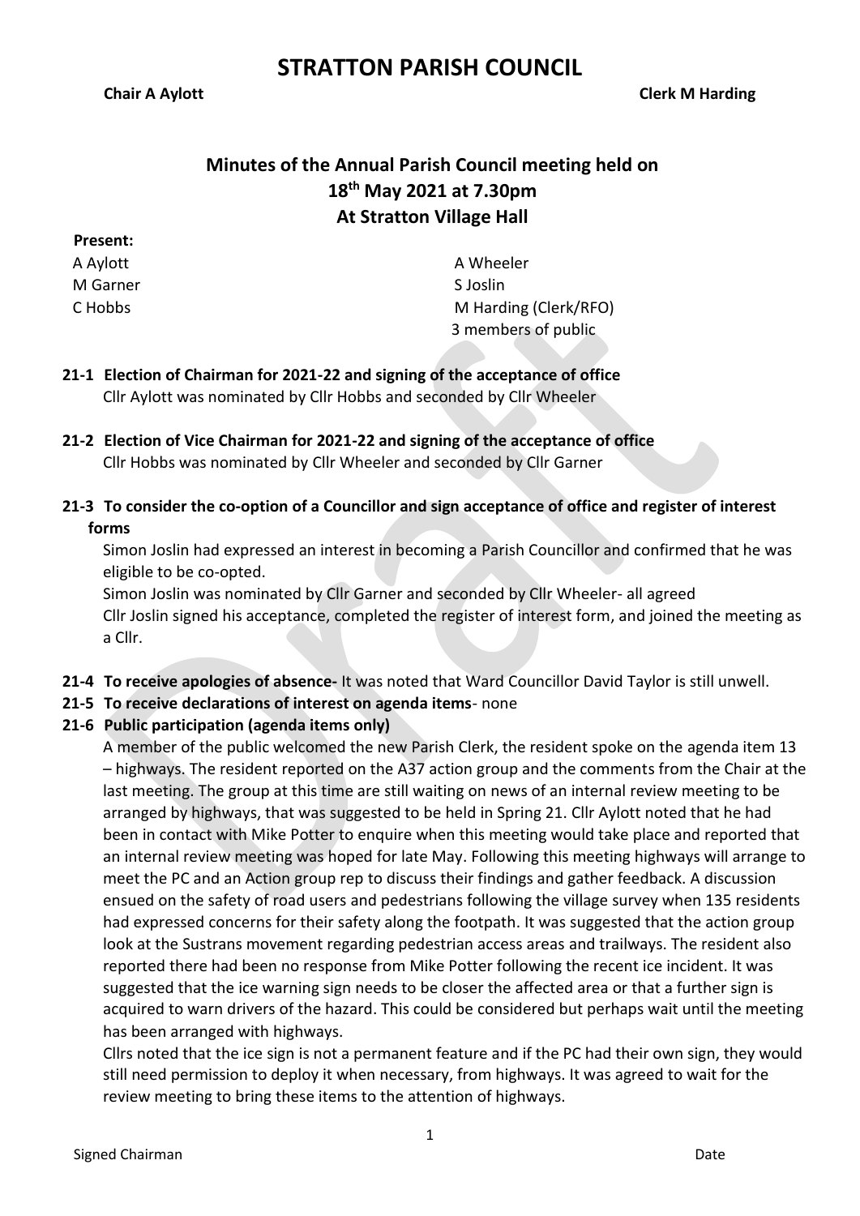# STRATTON PARISH COUNCIL

**Chair A Aylott** **Clerk M Harding**

## Minutes of the Annual Parish Council meeting held on 18th May 2021 at 7.30pm At Stratton Village Hall

**Present:**

| | |
|---|---|
| A Aylott | A Wheeler |
| M Garner | S Joslin |
| C Hobbs | M Harding (Clerk/RFO) |
| | 3 members of public |

**21-1 Election of Chairman for 2021-22 and signing of the acceptance of office**
Cllr Aylott was nominated by Cllr Hobbs and seconded by Cllr Wheeler

**21-2 Election of Vice Chairman for 2021-22 and signing of the acceptance of office**
Cllr Hobbs was nominated by Cllr Wheeler and seconded by Cllr Garner

**21-3 To consider the co-option of a Councillor and sign acceptance of office and register of interest forms**
Simon Joslin had expressed an interest in becoming a Parish Councillor and confirmed that he was eligible to be co-opted.
Simon Joslin was nominated by Cllr Garner and seconded by Cllr Wheeler- all agreed
Cllr Joslin signed his acceptance, completed the register of interest form, and joined the meeting as a Cllr.

**21-4 To receive apologies of absence-** It was noted that Ward Councillor David Taylor is still unwell.

**21-5 To receive declarations of interest on agenda items**- none

**21-6 Public participation (agenda items only)**
A member of the public welcomed the new Parish Clerk, the resident spoke on the agenda item 13 – highways. The resident reported on the A37 action group and the comments from the Chair at the last meeting. The group at this time are still waiting on news of an internal review meeting to be arranged by highways, that was suggested to be held in Spring 21. Cllr Aylott noted that he had been in contact with Mike Potter to enquire when this meeting would take place and reported that an internal review meeting was hoped for late May. Following this meeting highways will arrange to meet the PC and an Action group rep to discuss their findings and gather feedback. A discussion ensued on the safety of road users and pedestrians following the village survey when 135 residents had expressed concerns for their safety along the footpath. It was suggested that the action group look at the Sustrans movement regarding pedestrian access areas and trailways. The resident also reported there had been no response from Mike Potter following the recent ice incident. It was suggested that the ice warning sign needs to be closer the affected area or that a further sign is acquired to warn drivers of the hazard. This could be considered but perhaps wait until the meeting has been arranged with highways.
Cllrs noted that the ice sign is not a permanent feature and if the PC had their own sign, they would still need permission to deploy it when necessary, from highways. It was agreed to wait for the review meeting to bring these items to the attention of highways.

Signed Chairman Date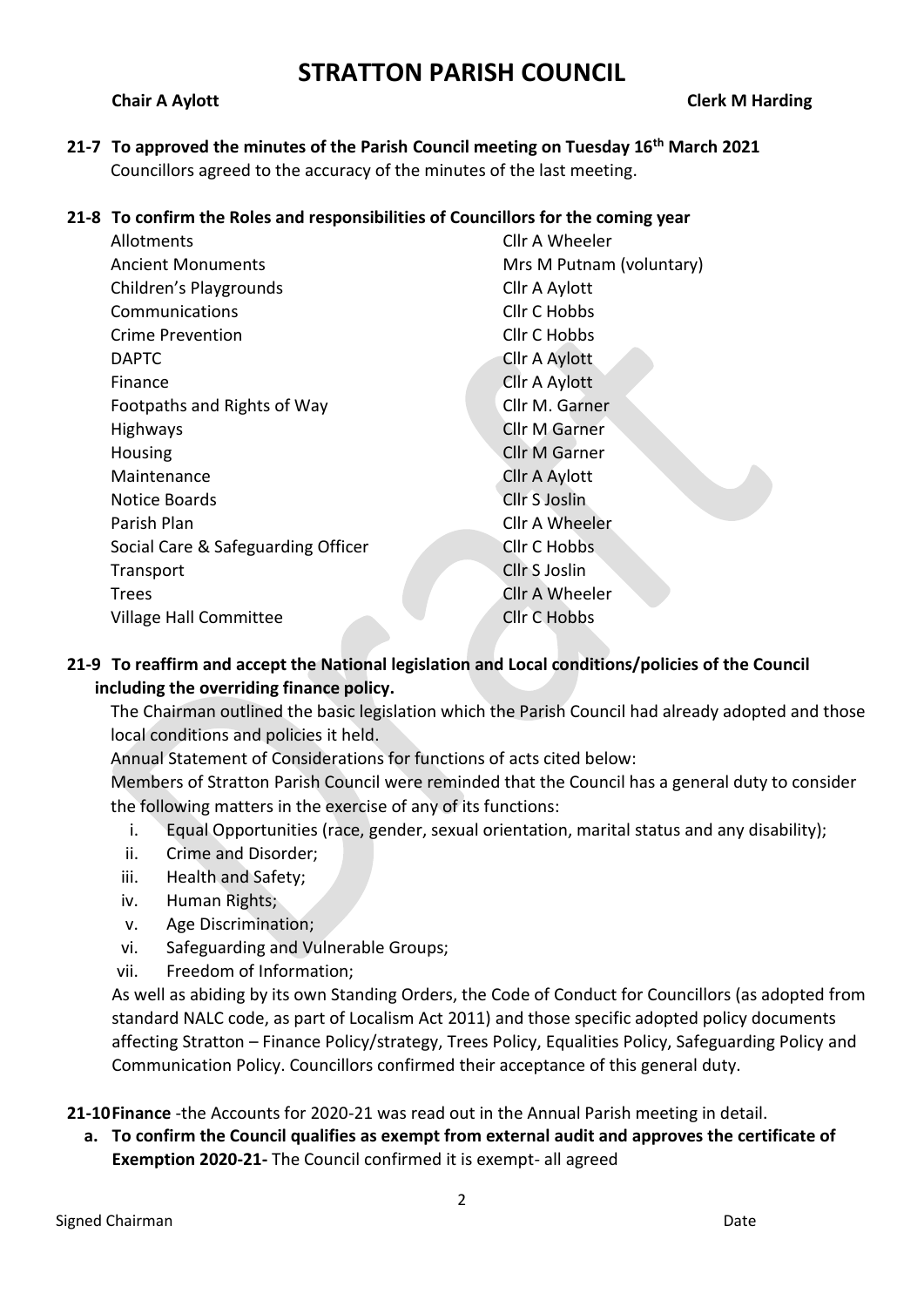# STRATTON PARISH COUNCIL

**Chair A Aylott** **Clerk M Harding**

**21-7 To approved the minutes of the Parish Council meeting on Tuesday 16th March 2021**

Councillors agreed to the accuracy of the minutes of the last meeting.

**21-8 To confirm the Roles and responsibilities of Councillors for the coming year**

| | |
|---|---|
| Allotments | Cllr A Wheeler |
| Ancient Monuments | Mrs M Putnam (voluntary) |
| Children's Playgrounds | Cllr A Aylott |
| Communications | Cllr C Hobbs |
| Crime Prevention | Cllr C Hobbs |
| DAPTC | Cllr A Aylott |
| Finance | Cllr A Aylott |
| Footpaths and Rights of Way | Cllr M. Garner |
| Highways | Cllr M Garner |
| Housing | Cllr M Garner |
| Maintenance | Cllr A Aylott |
| Notice Boards | Cllr S Joslin |
| Parish Plan | Cllr A Wheeler |
| Social Care & Safeguarding Officer | Cllr C Hobbs |
| Transport | Cllr S Joslin |
| Trees | Cllr A Wheeler |
| Village Hall Committee | Cllr C Hobbs |

**21-9 To reaffirm and accept the National legislation and Local conditions/policies of the Council including the overriding finance policy.**

The Chairman outlined the basic legislation which the Parish Council had already adopted and those local conditions and policies it held.

Annual Statement of Considerations for functions of acts cited below:

Members of Stratton Parish Council were reminded that the Council has a general duty to consider the following matters in the exercise of any of its functions:

i. Equal Opportunities (race, gender, sexual orientation, marital status and any disability);
ii. Crime and Disorder;
iii. Health and Safety;
iv. Human Rights;
v. Age Discrimination;
vi. Safeguarding and Vulnerable Groups;
vii. Freedom of Information;

As well as abiding by its own Standing Orders, the Code of Conduct for Councillors (as adopted from standard NALC code, as part of Localism Act 2011) and those specific adopted policy documents affecting Stratton – Finance Policy/strategy, Trees Policy, Equalities Policy, Safeguarding Policy and Communication Policy. Councillors confirmed their acceptance of this general duty.

**21-10 Finance** -the Accounts for 2020-21 was read out in the Annual Parish meeting in detail.

**a. To confirm the Council qualifies as exempt from external audit and approves the certificate of Exemption 2020-21-** The Council confirmed it is exempt- all agreed

Signed Chairman Date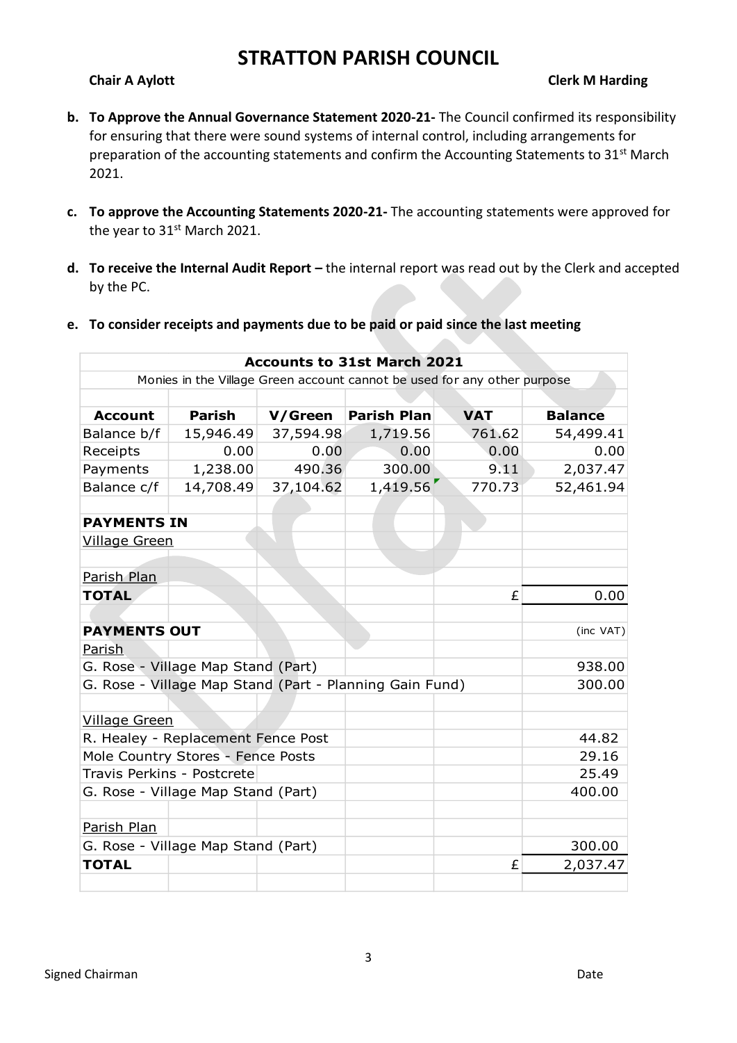# STRATTON PARISH COUNCIL

**Chair A Aylott** **Clerk M Harding**

b. **To Approve the Annual Governance Statement 2020-21-** The Council confirmed its responsibility for ensuring that there were sound systems of internal control, including arrangements for preparation of the accounting statements and confirm the Accounting Statements to 31st March 2021.

c. **To approve the Accounting Statements 2020-21-** The accounting statements were approved for the year to 31st March 2021.

d. **To receive the Internal Audit Report –** the internal report was read out by the Clerk and accepted by the PC.

e. **To consider receipts and payments due to be paid or paid since the last meeting**

| **Accounts to 31st March 2021** | | | | | |
|---|---|---|---|---|---|
| Monies in the Village Green account cannot be used for any other purpose | | | | | |
| | | | | | |
| **Account** | **Parish** | **V/Green** | **Parish Plan** | **VAT** | **Balance** |
| Balance b/f | 15,946.49 | 37,594.98 | 1,719.56 | 761.62 | 54,499.41 |
| Receipts | 0.00 | 0.00 | 0.00 | 0.00 | 0.00 |
| Payments | 1,238.00 | 490.36 | 300.00 | 9.11 | 2,037.47 |
| Balance c/f | 14,708.49 | 37,104.62 | 1,419.56 | 770.73 | 52,461.94 |
| | | | | | |
| **PAYMENTS IN** | | | | | |
| Village Green | | | | | |
| | | | | | |
| Parish Plan | | | | | |
| **TOTAL** | | | | £ | 0.00 |
| | | | | | |
| **PAYMENTS OUT** | | | | | (inc VAT) |
| Parish | | | | | |
| G. Rose - Village Map Stand (Part) | | | | | 938.00 |
| G. Rose - Village Map Stand (Part - Planning Gain Fund) | | | | | 300.00 |
| | | | | | |
| Village Green | | | | | |
| R. Healey - Replacement Fence Post | | | | | 44.82 |
| Mole Country Stores - Fence Posts | | | | | 29.16 |
| Travis Perkins - Postcrete | | | | | 25.49 |
| G. Rose - Village Map Stand (Part) | | | | | 400.00 |
| | | | | | |
| Parish Plan | | | | | |
| G. Rose - Village Map Stand (Part) | | | | | 300.00 |
| **TOTAL** | | | | £ | 2,037.47 |

Signed Chairman Date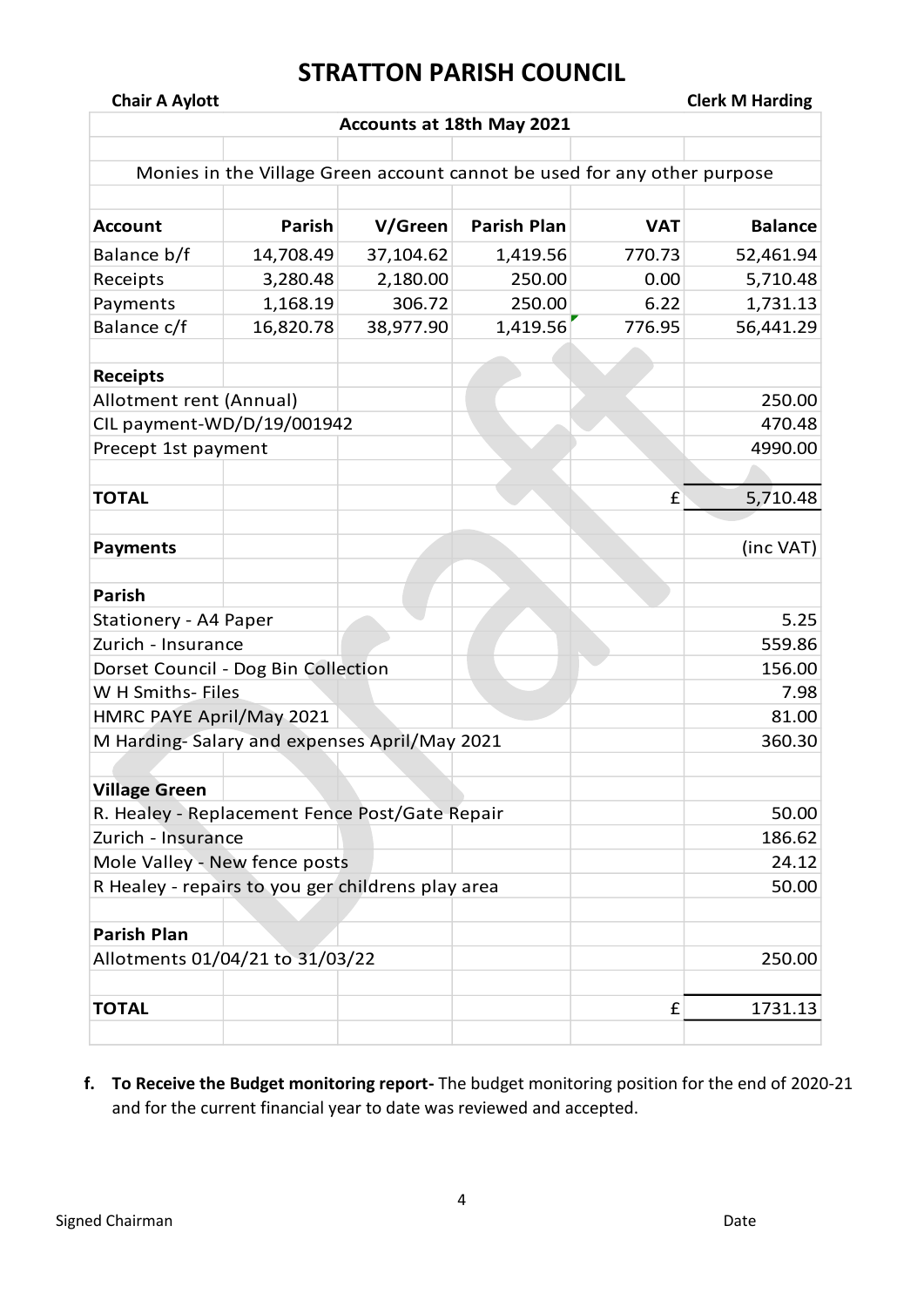# STRATTON PARISH COUNCIL

**Chair A Aylott** **Clerk M Harding**

| **Accounts at 18th May 2021** | | | | | |
|---|---|---|---|---|---|
| Monies in the Village Green account cannot be used for any other purpose | | | | | |
| **Account** | **Parish** | **V/Green** | **Parish Plan** | **VAT** | **Balance** |
| Balance b/f | 14,708.49 | 37,104.62 | 1,419.56 | 770.73 | 52,461.94 |
| Receipts | 3,280.48 | 2,180.00 | 250.00 | 0.00 | 5,710.48 |
| Payments | 1,168.19 | 306.72 | 250.00 | 6.22 | 1,731.13 |
| Balance c/f | 16,820.78 | 38,977.90 | 1,419.56 | 776.95 | 56,441.29 |
| | | | | | |
| **Receipts** | | | | | |
| Allotment rent (Annual) | | | | | 250.00 |
| CIL payment-WD/D/19/001942 | | | | | 470.48 |
| Precept 1st payment | | | | | 4990.00 |
| | | | | | |
| **TOTAL** | | | | £ | 5,710.48 |
| | | | | | |
| **Payments** | | | | | (inc VAT) |
| | | | | | |
| **Parish** | | | | | |
| Stationery - A4 Paper | | | | | 5.25 |
| Zurich - Insurance | | | | | 559.86 |
| Dorset Council - Dog Bin Collection | | | | | 156.00 |
| W H Smiths- Files | | | | | 7.98 |
| HMRC PAYE April/May 2021 | | | | | 81.00 |
| M Harding- Salary and expenses April/May 2021 | | | | | 360.30 |
| | | | | | |
| **Village Green** | | | | | |
| R. Healey - Replacement Fence Post/Gate Repair | | | | | 50.00 |
| Zurich - Insurance | | | | | 186.62 |
| Mole Valley - New fence posts | | | | | 24.12 |
| R Healey - repairs to you ger childrens play area | | | | | 50.00 |
| | | | | | |
| **Parish Plan** | | | | | |
| Allotments 01/04/21 to 31/03/22 | | | | | 250.00 |
| | | | | | |
| **TOTAL** | | | | £ | 1731.13 |

**f. To Receive the Budget monitoring report-** The budget monitoring position for the end of 2020-21 and for the current financial year to date was reviewed and accepted.

Signed Chairman Date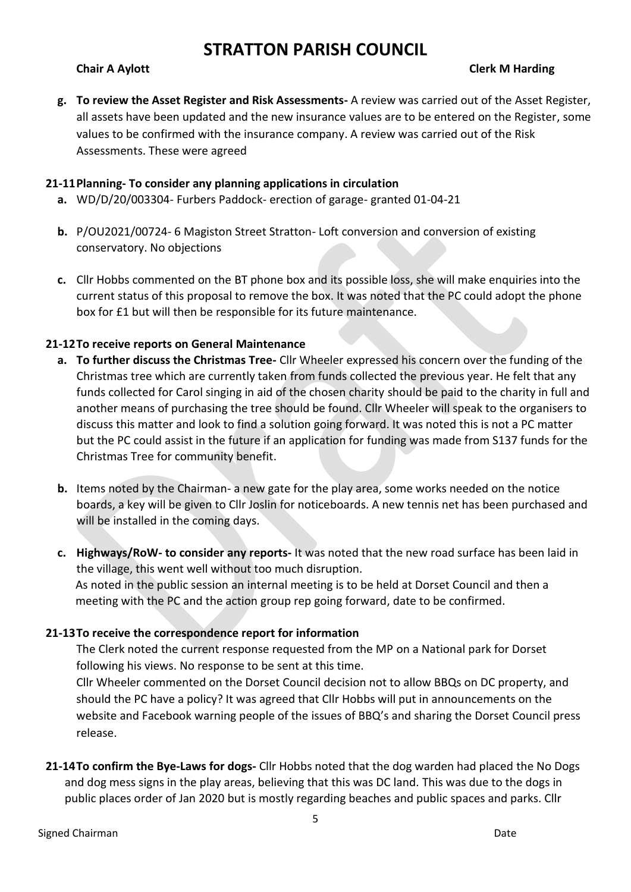# STRATTON PARISH COUNCIL

**Chair A Aylott** **Clerk M Harding**

**g. To review the Asset Register and Risk Assessments-** A review was carried out of the Asset Register, all assets have been updated and the new insurance values are to be entered on the Register, some values to be confirmed with the insurance company. A review was carried out of the Risk Assessments. These were agreed

**21-11 Planning- To consider any planning applications in circulation**

**a.** WD/D/20/003304- Furbers Paddock- erection of garage- granted 01-04-21

**b.** P/OU2021/00724- 6 Magiston Street Stratton- Loft conversion and conversion of existing conservatory. No objections

**c.** Cllr Hobbs commented on the BT phone box and its possible loss, she will make enquiries into the current status of this proposal to remove the box. It was noted that the PC could adopt the phone box for £1 but will then be responsible for its future maintenance.

**21-12 To receive reports on General Maintenance**

**a. To further discuss the Christmas Tree-** Cllr Wheeler expressed his concern over the funding of the Christmas tree which are currently taken from funds collected the previous year. He felt that any funds collected for Carol singing in aid of the chosen charity should be paid to the charity in full and another means of purchasing the tree should be found. Cllr Wheeler will speak to the organisers to discuss this matter and look to find a solution going forward. It was noted this is not a PC matter but the PC could assist in the future if an application for funding was made from S137 funds for the Christmas Tree for community benefit.

**b.** Items noted by the Chairman- a new gate for the play area, some works needed on the notice boards, a key will be given to Cllr Joslin for noticeboards. A new tennis net has been purchased and will be installed in the coming days.

**c. Highways/RoW- to consider any reports-** It was noted that the new road surface has been laid in the village, this went well without too much disruption.
As noted in the public session an internal meeting is to be held at Dorset Council and then a meeting with the PC and the action group rep going forward, date to be confirmed.

**21-13 To receive the correspondence report for information**

The Clerk noted the current response requested from the MP on a National park for Dorset following his views. No response to be sent at this time.
Cllr Wheeler commented on the Dorset Council decision not to allow BBQs on DC property, and should the PC have a policy? It was agreed that Cllr Hobbs will put in announcements on the website and Facebook warning people of the issues of BBQ's and sharing the Dorset Council press release.

**21-14 To confirm the Bye-Laws for dogs-** Cllr Hobbs noted that the dog warden had placed the No Dogs and dog mess signs in the play areas, believing that this was DC land. This was due to the dogs in public places order of Jan 2020 but is mostly regarding beaches and public spaces and parks. Cllr

Signed Chairman Date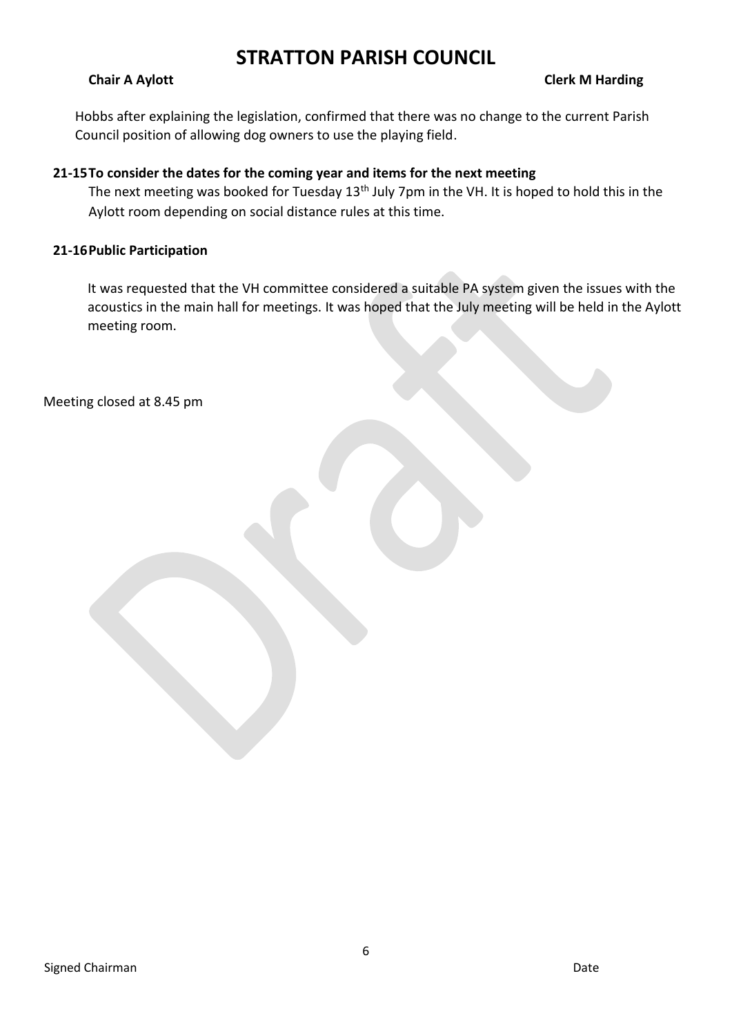# STRATTON PARISH COUNCIL

**Chair A Aylott** **Clerk M Harding**

Hobbs after explaining the legislation, confirmed that there was no change to the current Parish Council position of allowing dog owners to use the playing field.

**21-15 To consider the dates for the coming year and items for the next meeting**

The next meeting was booked for Tuesday 13th July 7pm in the VH. It is hoped to hold this in the Aylott room depending on social distance rules at this time.

**21-16 Public Participation**

It was requested that the VH committee considered a suitable PA system given the issues with the acoustics in the main hall for meetings. It was hoped that the July meeting will be held in the Aylott meeting room.

Meeting closed at 8.45 pm

Signed Chairman Date